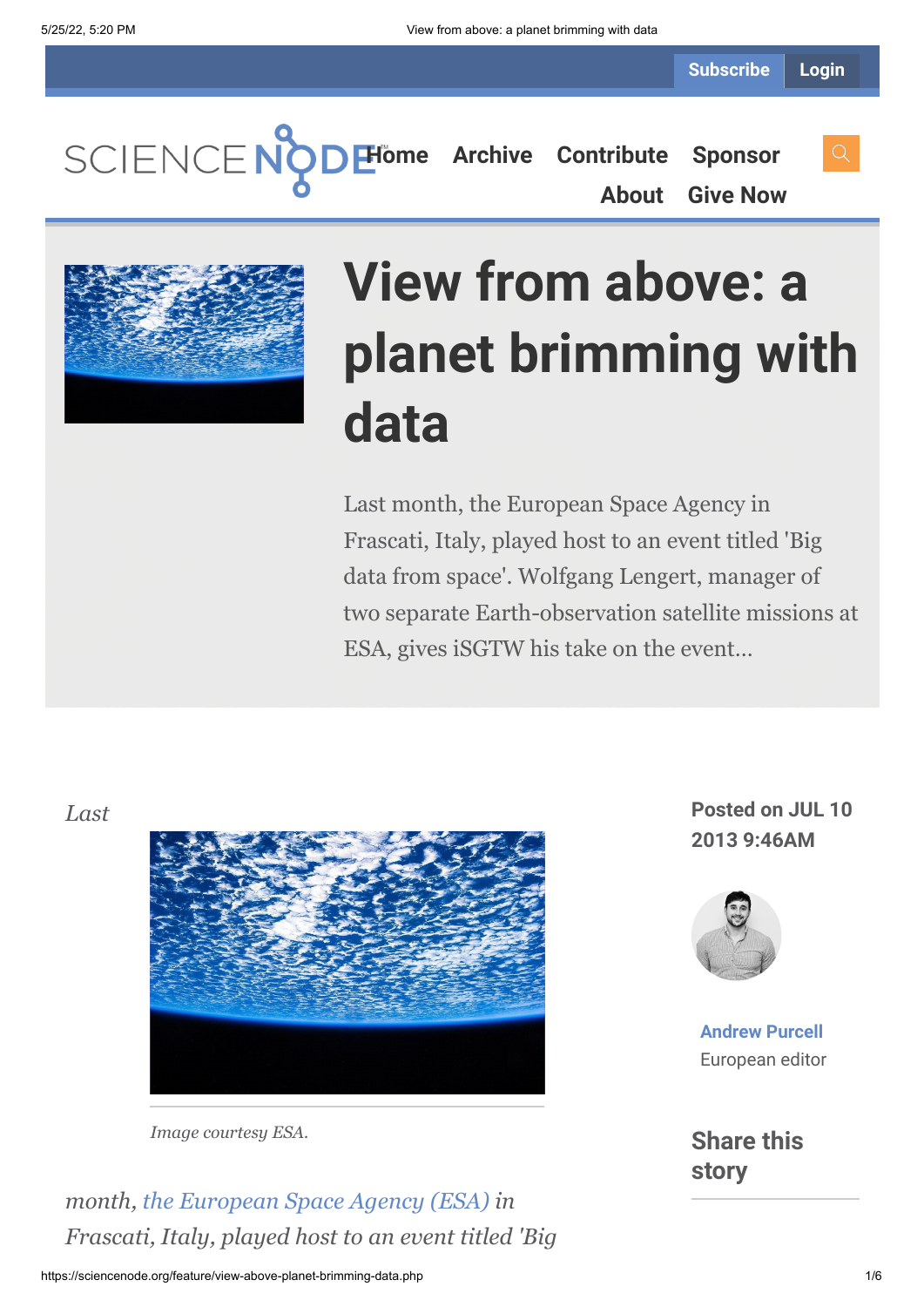Subscribe Login

Home Archive Contribute Sponsor About Give Now

# View from above: a planet brimming with data

Last month, the European Space Agency in Frascati, Italy, played host to an event titled 'Big data from space'. Wolfgang Lengert, manager of two separate Earth-observation satellite missions at ESA, gives iSGTW his take on the event...

Posted on JUL 10 2013 9:46AM

**Andrew Purcell**
European editor

## Share this story

*Image courtesy ESA.*

*Last month, the European Space Agency (ESA) in Frascati, Italy, played host to an event titled 'Big*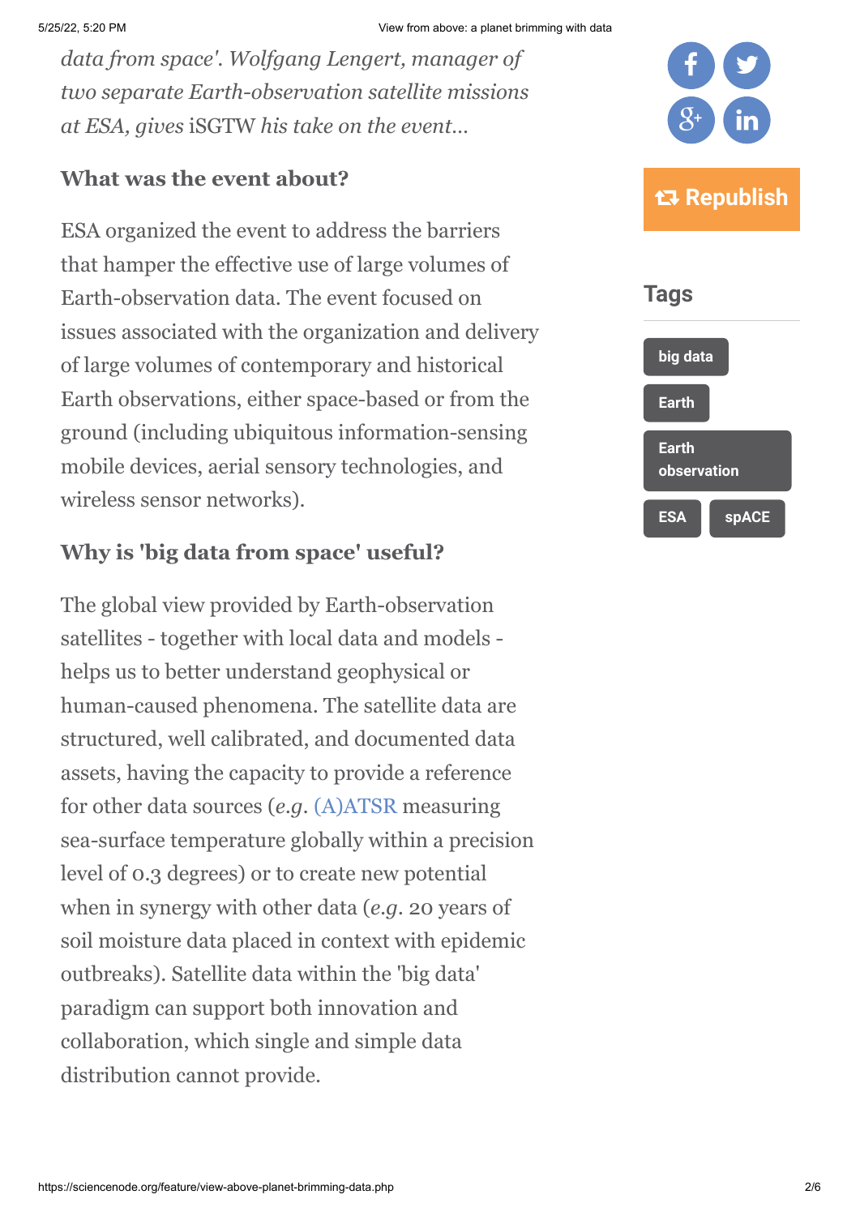*data from space'. Wolfgang Lengert, manager of two separate Earth-observation satellite missions at ESA, gives* iSGTW *his take on the event…*

### What was the event about?

ESA organized the event to address the barriers that hamper the effective use of large volumes of Earth-observation data. The event focused on issues associated with the organization and delivery of large volumes of contemporary and historical Earth observations, either space-based or from the ground (including ubiquitous information-sensing mobile devices, aerial sensory technologies, and wireless sensor networks).

### Why is 'big data from space' useful?

The global view provided by Earth-observation satellites - together with local data and models - helps us to better understand geophysical or human-caused phenomena. The satellite data are structured, well calibrated, and documented data assets, having the capacity to provide a reference for other data sources (*e.g.* (A)ATSR measuring sea-surface temperature globally within a precision level of 0.3 degrees) or to create new potential when in synergy with other data (*e.g.* 20 years of soil moisture data placed in context with epidemic outbreaks). Satellite data within the 'big data' paradigm can support both innovation and collaboration, which single and simple data distribution cannot provide.

Republish

## Tags

big data

Earth

Earth observation

ESA

spACE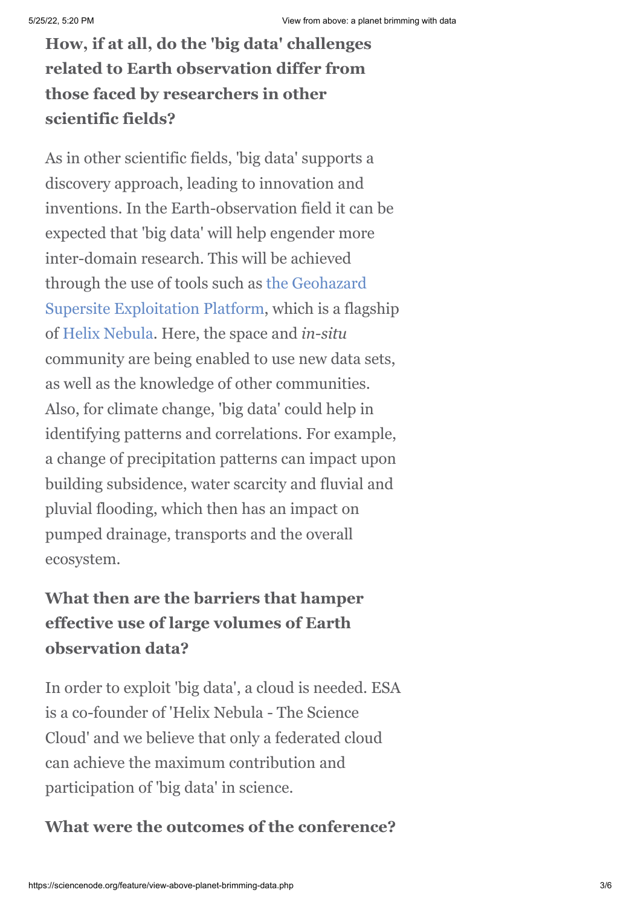**How, if at all, do the 'big data' challenges related to Earth observation differ from those faced by researchers in other scientific fields?**

As in other scientific fields, 'big data' supports a discovery approach, leading to innovation and inventions. In the Earth-observation field it can be expected that 'big data' will help engender more inter-domain research. This will be achieved through the use of tools such as the Geohazard Supersite Exploitation Platform, which is a flagship of Helix Nebula. Here, the space and *in-situ* community are being enabled to use new data sets, as well as the knowledge of other communities. Also, for climate change, 'big data' could help in identifying patterns and correlations. For example, a change of precipitation patterns can impact upon building subsidence, water scarcity and fluvial and pluvial flooding, which then has an impact on pumped drainage, transports and the overall ecosystem.

**What then are the barriers that hamper effective use of large volumes of Earth observation data?**

In order to exploit 'big data', a cloud is needed. ESA is a co-founder of 'Helix Nebula - The Science Cloud' and we believe that only a federated cloud can achieve the maximum contribution and participation of 'big data' in science.

**What were the outcomes of the conference?**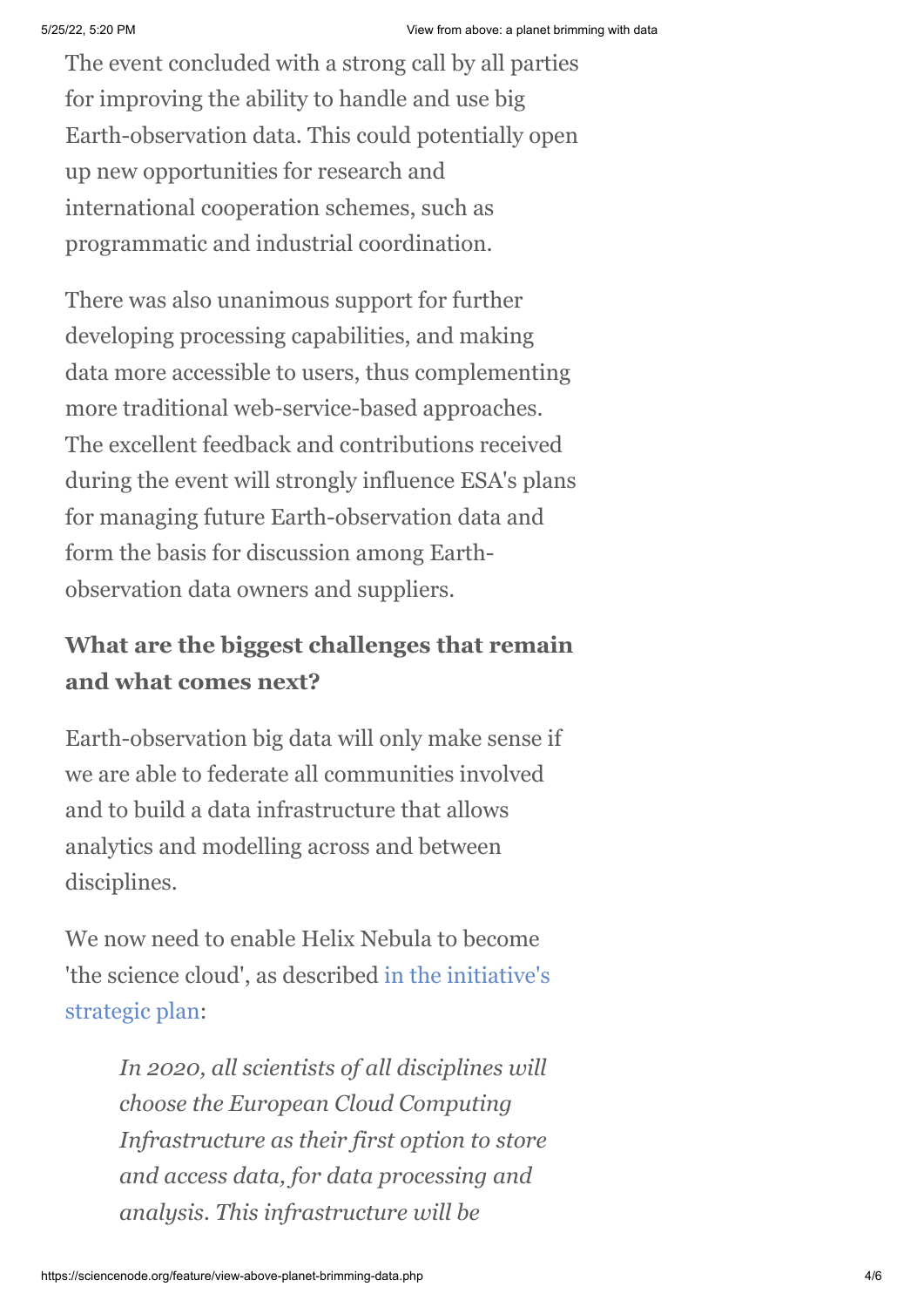The event concluded with a strong call by all parties for improving the ability to handle and use big Earth-observation data. This could potentially open up new opportunities for research and international cooperation schemes, such as programmatic and industrial coordination.

There was also unanimous support for further developing processing capabilities, and making data more accessible to users, thus complementing more traditional web-service-based approaches. The excellent feedback and contributions received during the event will strongly influence ESA's plans for managing future Earth-observation data and form the basis for discussion among Earth-observation data owners and suppliers.

### What are the biggest challenges that remain and what comes next?

Earth-observation big data will only make sense if we are able to federate all communities involved and to build a data infrastructure that allows analytics and modelling across and between disciplines.

We now need to enable Helix Nebula to become 'the science cloud', as described in the initiative's strategic plan:

> *In 2020, all scientists of all disciplines will choose the European Cloud Computing Infrastructure as their first option to store and access data, for data processing and analysis. This infrastructure will be*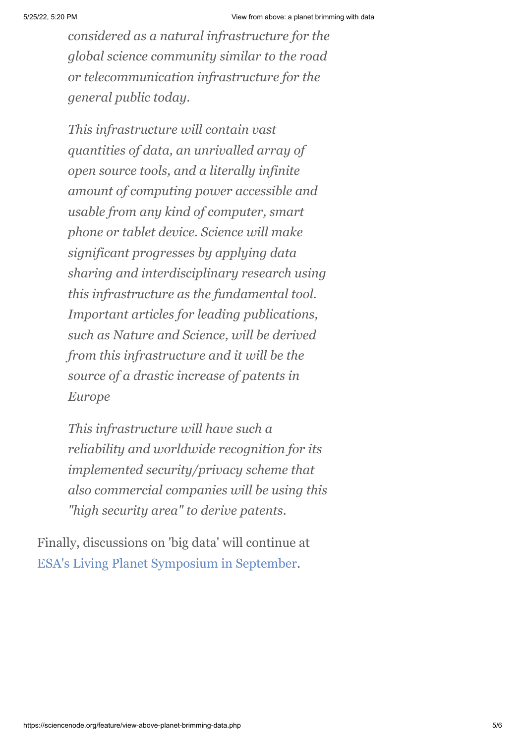*considered as a natural infrastructure for the global science community similar to the road or telecommunication infrastructure for the general public today.*

*This infrastructure will contain vast quantities of data, an unrivalled array of open source tools, and a literally infinite amount of computing power accessible and usable from any kind of computer, smart phone or tablet device. Science will make significant progresses by applying data sharing and interdisciplinary research using this infrastructure as the fundamental tool. Important articles for leading publications, such as Nature and Science, will be derived from this infrastructure and it will be the source of a drastic increase of patents in Europe*

*This infrastructure will have such a reliability and worldwide recognition for its implemented security/privacy scheme that also commercial companies will be using this "high security area" to derive patents.*

Finally, discussions on 'big data' will continue at ESA's Living Planet Symposium in September.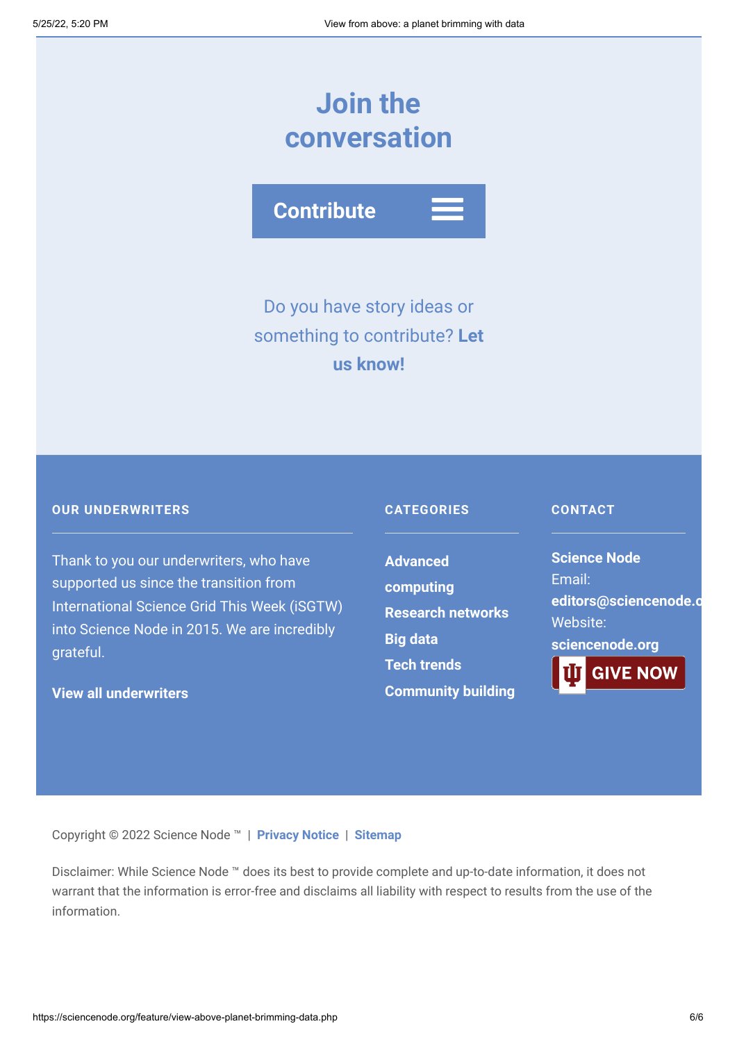# Join the conversation

**Contribute**

Do you have story ideas or something to contribute? **Let us know!**

#### OUR UNDERWRITERS

Thank to you our underwriters, who have supported us since the transition from International Science Grid This Week (iSGTW) into Science Node in 2015. We are incredibly grateful.

**View all underwriters**

#### CATEGORIES

- **Advanced computing**
- **Research networks**
- **Big data**
- **Tech trends**
- **Community building**

#### CONTACT

**Science Node**
Email:
**editors@sciencenode.o**
Website:
**sciencenode.org**

**GIVE NOW**

Copyright © 2022 Science Node ™ | **Privacy Notice** | **Sitemap**

Disclaimer: While Science Node ™ does its best to provide complete and up-to-date information, it does not warrant that the information is error-free and disclaims all liability with respect to results from the use of the information.